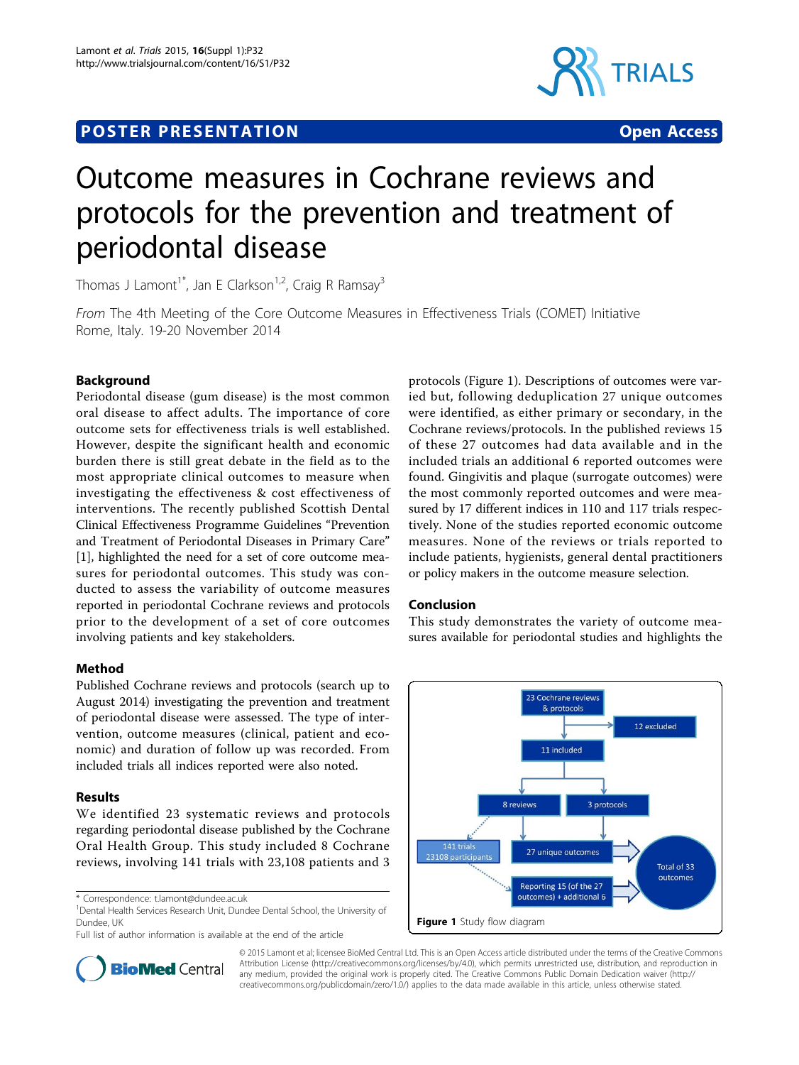POSTER PRESENTATION

Open Access

# Outcome measures in Cochrane reviews and protocols for the prevention and treatment of periodontal disease

Thomas J Lamont[1*], Jan E Clarkson[1,2], Craig R Ramsay[3]

*From* The 4th Meeting of the Core Outcome Measures in Effectiveness Trials (COMET) Initiative
Rome, Italy. 19-20 November 2014

## Background

Periodontal disease (gum disease) is the most common oral disease to affect adults. The importance of core outcome sets for effectiveness trials is well established. However, despite the significant health and economic burden there is still great debate in the field as to the most appropriate clinical outcomes to measure when investigating the effectiveness & cost effectiveness of interventions. The recently published Scottish Dental Clinical Effectiveness Programme Guidelines "Prevention and Treatment of Periodontal Diseases in Primary Care" [1], highlighted the need for a set of core outcome measures for periodontal outcomes. This study was conducted to assess the variability of outcome measures reported in periodontal Cochrane reviews and protocols prior to the development of a set of core outcomes involving patients and key stakeholders.

## Method

Published Cochrane reviews and protocols (search up to August 2014) investigating the prevention and treatment of periodontal disease were assessed. The type of intervention, outcome measures (clinical, patient and economic) and duration of follow up was recorded. From included trials all indices reported were also noted.

## Results

We identified 23 systematic reviews and protocols regarding periodontal disease published by the Cochrane Oral Health Group. This study included 8 Cochrane reviews, involving 141 trials with 23,108 patients and 3 protocols (Figure 1). Descriptions of outcomes were varied but, following deduplication 27 unique outcomes were identified, as either primary or secondary, in the Cochrane reviews/protocols. In the published reviews 15 of these 27 outcomes had data available and in the included trials an additional 6 reported outcomes were found. Gingivitis and plaque (surrogate outcomes) were the most commonly reported outcomes and were measured by 17 different indices in 110 and 117 trials respectively. None of the studies reported economic outcome measures. None of the reviews or trials reported to include patients, hygienists, general dental practitioners or policy makers in the outcome measure selection.

## Conclusion

This study demonstrates the variety of outcome measures available for periodontal studies and highlights the

23 Cochrane reviews & protocols → 12 excluded; 11 included → 8 reviews, 3 protocols; 8 reviews → 141 trials 23108 participants; 8 reviews and 3 protocols → 27 unique outcomes; 141 trials → Reporting 15 (of the 27 outcomes) + additional 6; → Total of 33 outcomes

**Figure 1** Study flow diagram

\* Correspondence: t.lamont@dundee.ac.uk
[1]Dental Health Services Research Unit, Dundee Dental School, the University of Dundee, UK
Full list of author information is available at the end of the article

© 2015 Lamont et al; licensee BioMed Central Ltd. This is an Open Access article distributed under the terms of the Creative Commons Attribution License (http://creativecommons.org/licenses/by/4.0), which permits unrestricted use, distribution, and reproduction in any medium, provided the original work is properly cited. The Creative Commons Public Domain Dedication waiver (http://creativecommons.org/publicdomain/zero/1.0/) applies to the data made available in this article, unless otherwise stated.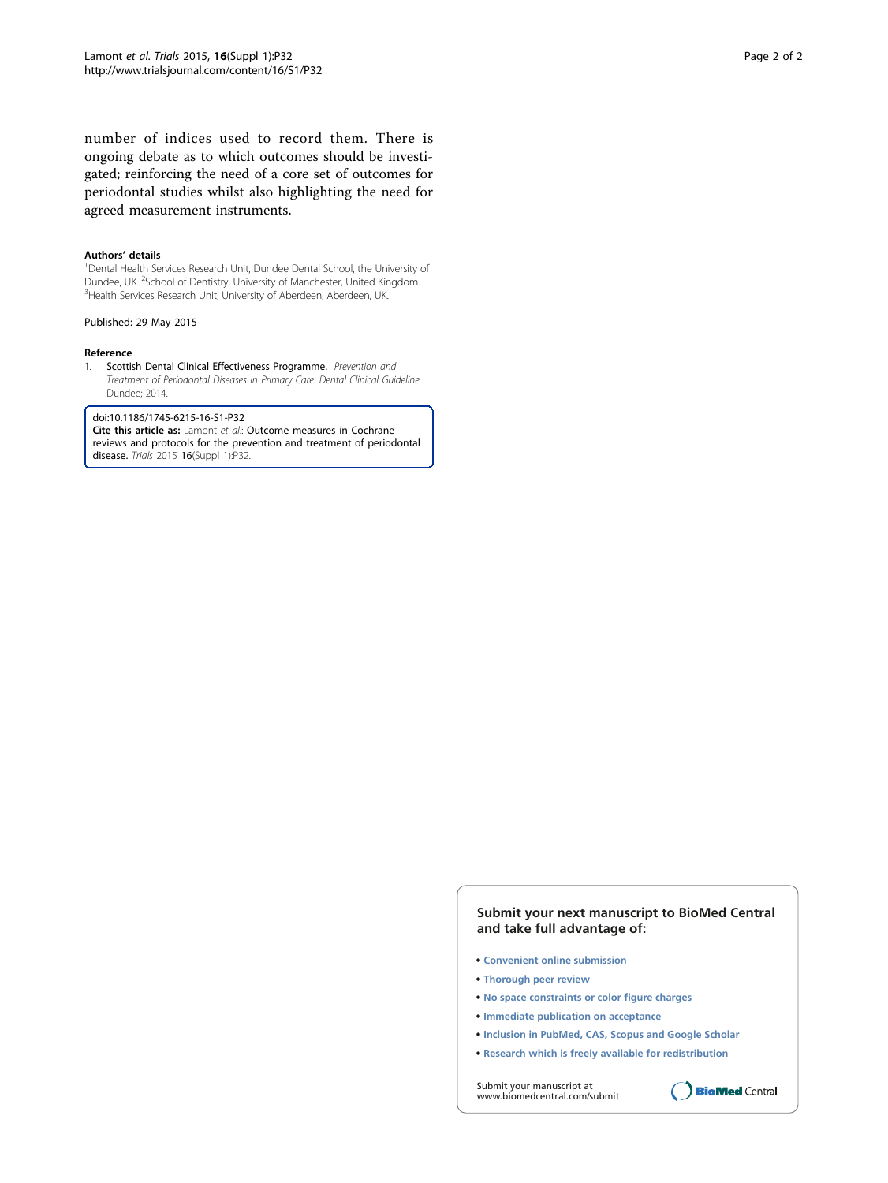number of indices used to record them. There is ongoing debate as to which outcomes should be investigated; reinforcing the need of a core set of outcomes for periodontal studies whilst also highlighting the need for agreed measurement instruments.

#### Authors' details

[1]Dental Health Services Research Unit, Dundee Dental School, the University of Dundee, UK. [2]School of Dentistry, University of Manchester, United Kingdom. [3]Health Services Research Unit, University of Aberdeen, Aberdeen, UK.

Published: 29 May 2015

#### Reference

1. Scottish Dental Clinical Effectiveness Programme. *Prevention and Treatment of Periodontal Diseases in Primary Care: Dental Clinical Guideline* Dundee; 2014.

doi:10.1186/1745-6215-16-S1-P32
**Cite this article as:** Lamont *et al.*: Outcome measures in Cochrane reviews and protocols for the prevention and treatment of periodontal disease. *Trials* 2015 **16**(Suppl 1):P32.

**Submit your next manuscript to BioMed Central and take full advantage of:**

- **Convenient online submission**
- **Thorough peer review**
- **No space constraints or color figure charges**
- **Immediate publication on acceptance**
- **Inclusion in PubMed, CAS, Scopus and Google Scholar**
- **Research which is freely available for redistribution**

Submit your manuscript at
www.biomedcentral.com/submit

BioMed Central